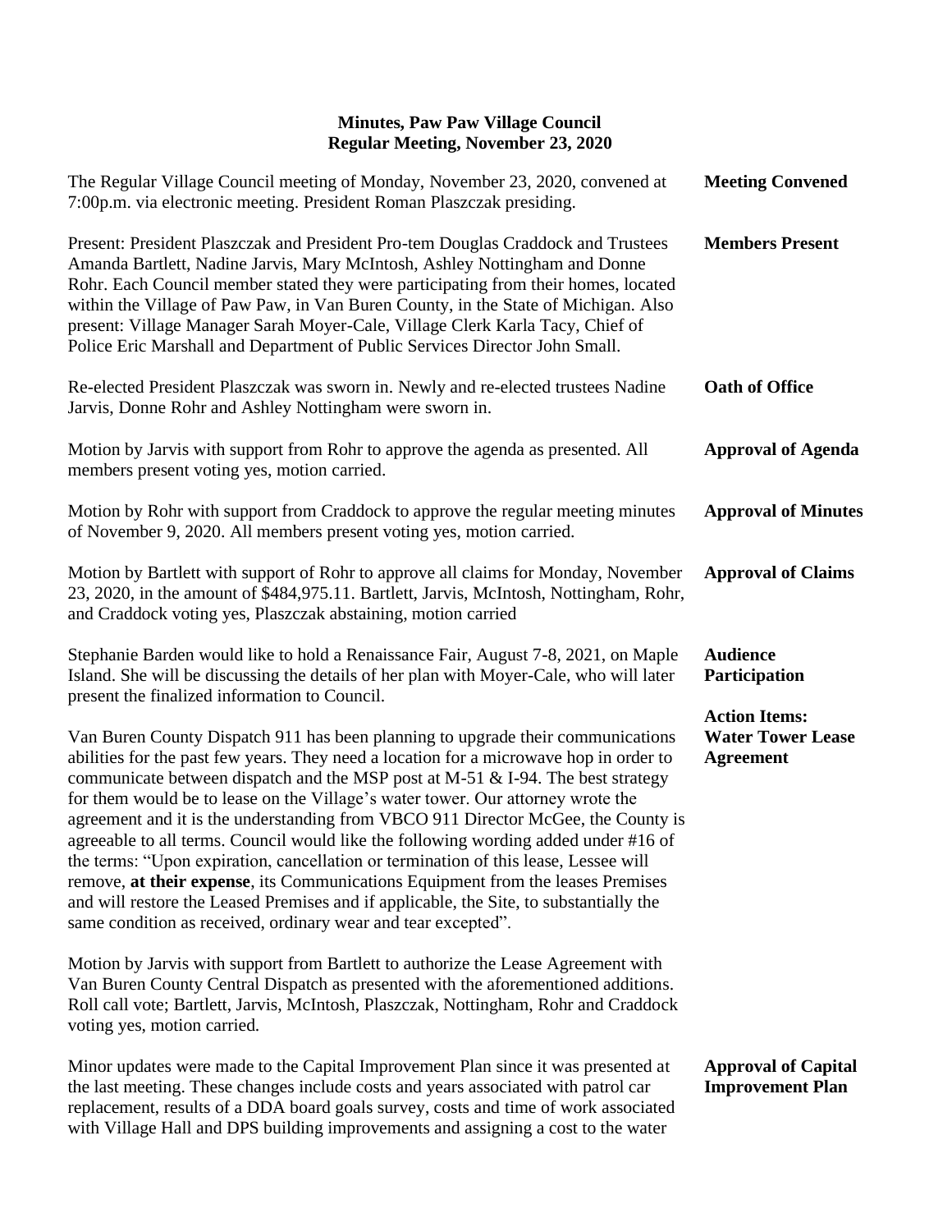# Minutes, Paw Paw Village Council
## Regular Meeting, November 23, 2020

**Meeting Convened**

The Regular Village Council meeting of Monday, November 23, 2020, convened at 7:00p.m. via electronic meeting. President Roman Plaszczak presiding.

**Members Present**

Present: President Plaszczak and President Pro-tem Douglas Craddock and Trustees Amanda Bartlett, Nadine Jarvis, Mary McIntosh, Ashley Nottingham and Donne Rohr. Each Council member stated they were participating from their homes, located within the Village of Paw Paw, in Van Buren County, in the State of Michigan. Also present: Village Manager Sarah Moyer-Cale, Village Clerk Karla Tacy, Chief of Police Eric Marshall and Department of Public Services Director John Small.

**Oath of Office**

Re-elected President Plaszczak was sworn in. Newly and re-elected trustees Nadine Jarvis, Donne Rohr and Ashley Nottingham were sworn in.

**Approval of Agenda**

Motion by Jarvis with support from Rohr to approve the agenda as presented. All members present voting yes, motion carried.

**Approval of Minutes**

Motion by Rohr with support from Craddock to approve the regular meeting minutes of November 9, 2020. All members present voting yes, motion carried.

**Approval of Claims**

Motion by Bartlett with support of Rohr to approve all claims for Monday, November 23, 2020, in the amount of $484,975.11. Bartlett, Jarvis, McIntosh, Nottingham, Rohr, and Craddock voting yes, Plaszczak abstaining, motion carried

**Audience Participation**

Stephanie Barden would like to hold a Renaissance Fair, August 7-8, 2021, on Maple Island. She will be discussing the details of her plan with Moyer-Cale, who will later present the finalized information to Council.

**Action Items:**
**Water Tower Lease Agreement**

Van Buren County Dispatch 911 has been planning to upgrade their communications abilities for the past few years. They need a location for a microwave hop in order to communicate between dispatch and the MSP post at M-51 & I-94. The best strategy for them would be to lease on the Village's water tower. Our attorney wrote the agreement and it is the understanding from VBCO 911 Director McGee, the County is agreeable to all terms. Council would like the following wording added under #16 of the terms: "Upon expiration, cancellation or termination of this lease, Lessee will remove, **at their expense**, its Communications Equipment from the leases Premises and will restore the Leased Premises and if applicable, the Site, to substantially the same condition as received, ordinary wear and tear excepted".

Motion by Jarvis with support from Bartlett to authorize the Lease Agreement with Van Buren County Central Dispatch as presented with the aforementioned additions. Roll call vote; Bartlett, Jarvis, McIntosh, Plaszczak, Nottingham, Rohr and Craddock voting yes, motion carried.

**Approval of Capital Improvement Plan**

Minor updates were made to the Capital Improvement Plan since it was presented at the last meeting. These changes include costs and years associated with patrol car replacement, results of a DDA board goals survey, costs and time of work associated with Village Hall and DPS building improvements and assigning a cost to the water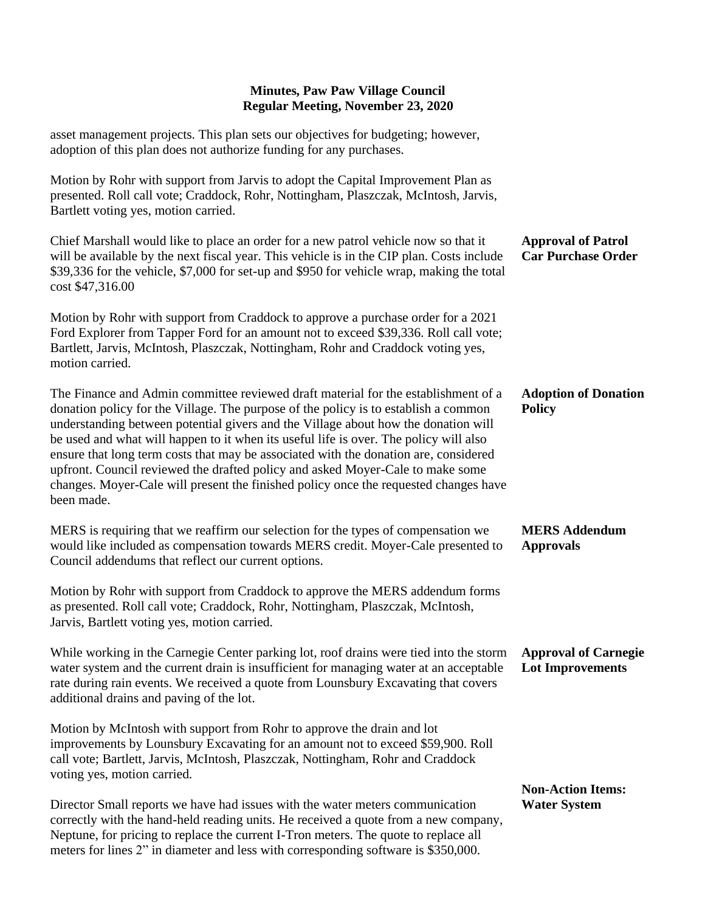asset management projects. This plan sets our objectives for budgeting; however, adoption of this plan does not authorize funding for any purchases.

Motion by Rohr with support from Jarvis to adopt the Capital Improvement Plan as presented. Roll call vote; Craddock, Rohr, Nottingham, Plaszczak, McIntosh, Jarvis, Bartlett voting yes, motion carried.

**Approval of Patrol Car Purchase Order**

Chief Marshall would like to place an order for a new patrol vehicle now so that it will be available by the next fiscal year. This vehicle is in the CIP plan. Costs include $39,336 for the vehicle, $7,000 for set-up and $950 for vehicle wrap, making the total cost $47,316.00

Motion by Rohr with support from Craddock to approve a purchase order for a 2021 Ford Explorer from Tapper Ford for an amount not to exceed $39,336. Roll call vote; Bartlett, Jarvis, McIntosh, Plaszczak, Nottingham, Rohr and Craddock voting yes, motion carried.

**Adoption of Donation Policy**

The Finance and Admin committee reviewed draft material for the establishment of a donation policy for the Village. The purpose of the policy is to establish a common understanding between potential givers and the Village about how the donation will be used and what will happen to it when its useful life is over. The policy will also ensure that long term costs that may be associated with the donation are, considered upfront. Council reviewed the drafted policy and asked Moyer-Cale to make some changes. Moyer-Cale will present the finished policy once the requested changes have been made.

**MERS Addendum Approvals**

MERS is requiring that we reaffirm our selection for the types of compensation we would like included as compensation towards MERS credit. Moyer-Cale presented to Council addendums that reflect our current options.

Motion by Rohr with support from Craddock to approve the MERS addendum forms as presented. Roll call vote; Craddock, Rohr, Nottingham, Plaszczak, McIntosh, Jarvis, Bartlett voting yes, motion carried.

**Approval of Carnegie Lot Improvements**

While working in the Carnegie Center parking lot, roof drains were tied into the storm water system and the current drain is insufficient for managing water at an acceptable rate during rain events. We received a quote from Lounsbury Excavating that covers additional drains and paving of the lot.

Motion by McIntosh with support from Rohr to approve the drain and lot improvements by Lounsbury Excavating for an amount not to exceed $59,900. Roll call vote; Bartlett, Jarvis, McIntosh, Plaszczak, Nottingham, Rohr and Craddock voting yes, motion carried.

**Non-Action Items: Water System**

Director Small reports we have had issues with the water meters communication correctly with the hand-held reading units. He received a quote from a new company, Neptune, for pricing to replace the current I-Tron meters. The quote to replace all meters for lines 2" in diameter and less with corresponding software is $350,000.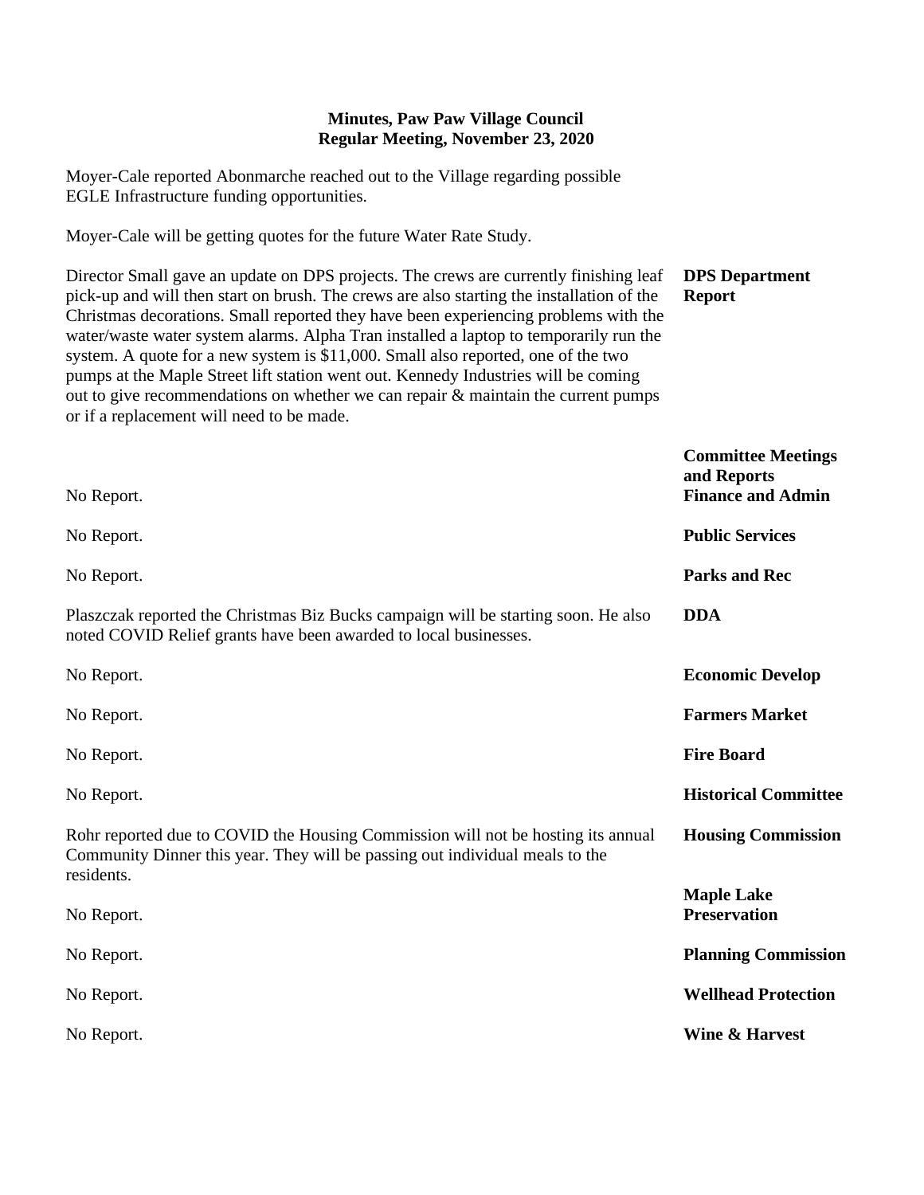**Minutes, Paw Paw Village Council**
**Regular Meeting, November 23, 2020**

Moyer-Cale reported Abonmarche reached out to the Village regarding possible EGLE Infrastructure funding opportunities.

Moyer-Cale will be getting quotes for the future Water Rate Study.

**DPS Department Report**

Director Small gave an update on DPS projects. The crews are currently finishing leaf pick-up and will then start on brush. The crews are also starting the installation of the Christmas decorations. Small reported they have been experiencing problems with the water/waste water system alarms. Alpha Tran installed a laptop to temporarily run the system. A quote for a new system is $11,000. Small also reported, one of the two pumps at the Maple Street lift station went out. Kennedy Industries will be coming out to give recommendations on whether we can repair & maintain the current pumps or if a replacement will need to be made.

**Committee Meetings and Reports**

**Finance and Admin**

No Report.

**Public Services**

No Report.

**Parks and Rec**

No Report.

**DDA**

Plaszczak reported the Christmas Biz Bucks campaign will be starting soon. He also noted COVID Relief grants have been awarded to local businesses.

**Economic Develop**

No Report.

**Farmers Market**

No Report.

**Fire Board**

No Report.

**Historical Committee**

No Report.

**Housing Commission**

Rohr reported due to COVID the Housing Commission will not be hosting its annual Community Dinner this year. They will be passing out individual meals to the residents.

**Maple Lake Preservation**

No Report.

**Planning Commission**

No Report.

**Wellhead Protection**

No Report.

**Wine & Harvest**

No Report.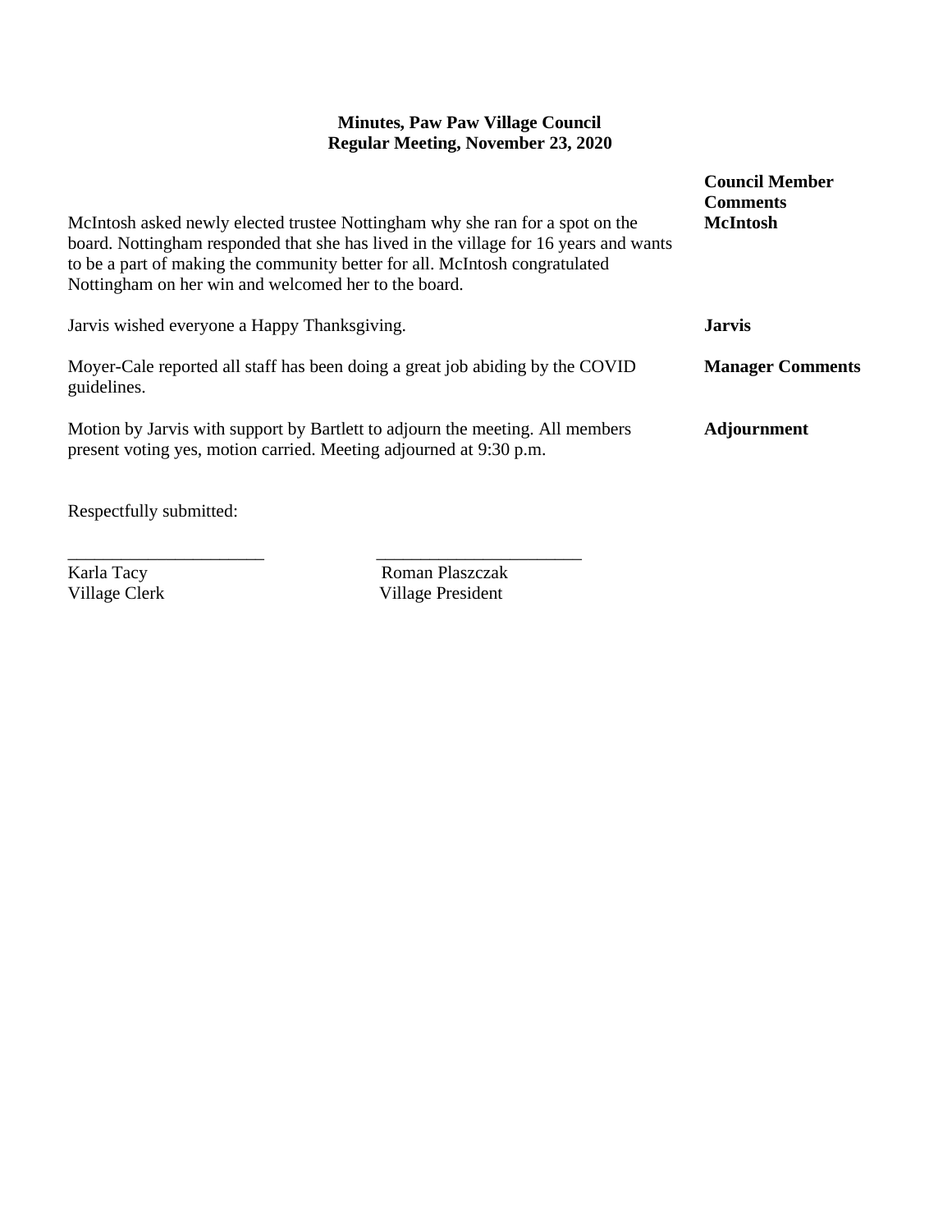**Minutes, Paw Paw Village Council**
**Regular Meeting, November 23, 2020**

**Council Member Comments**

**McIntosh**

McIntosh asked newly elected trustee Nottingham why she ran for a spot on the board. Nottingham responded that she has lived in the village for 16 years and wants to be a part of making the community better for all. McIntosh congratulated Nottingham on her win and welcomed her to the board.

**Jarvis**

Jarvis wished everyone a Happy Thanksgiving.

**Manager Comments**

Moyer-Cale reported all staff has been doing a great job abiding by the COVID guidelines.

**Adjournment**

Motion by Jarvis with support by Bartlett to adjourn the meeting. All members present voting yes, motion carried. Meeting adjourned at 9:30 p.m.

Respectfully submitted:

______________________ ______________________
Karla Tacy Roman Plaszczak
Village Clerk Village President